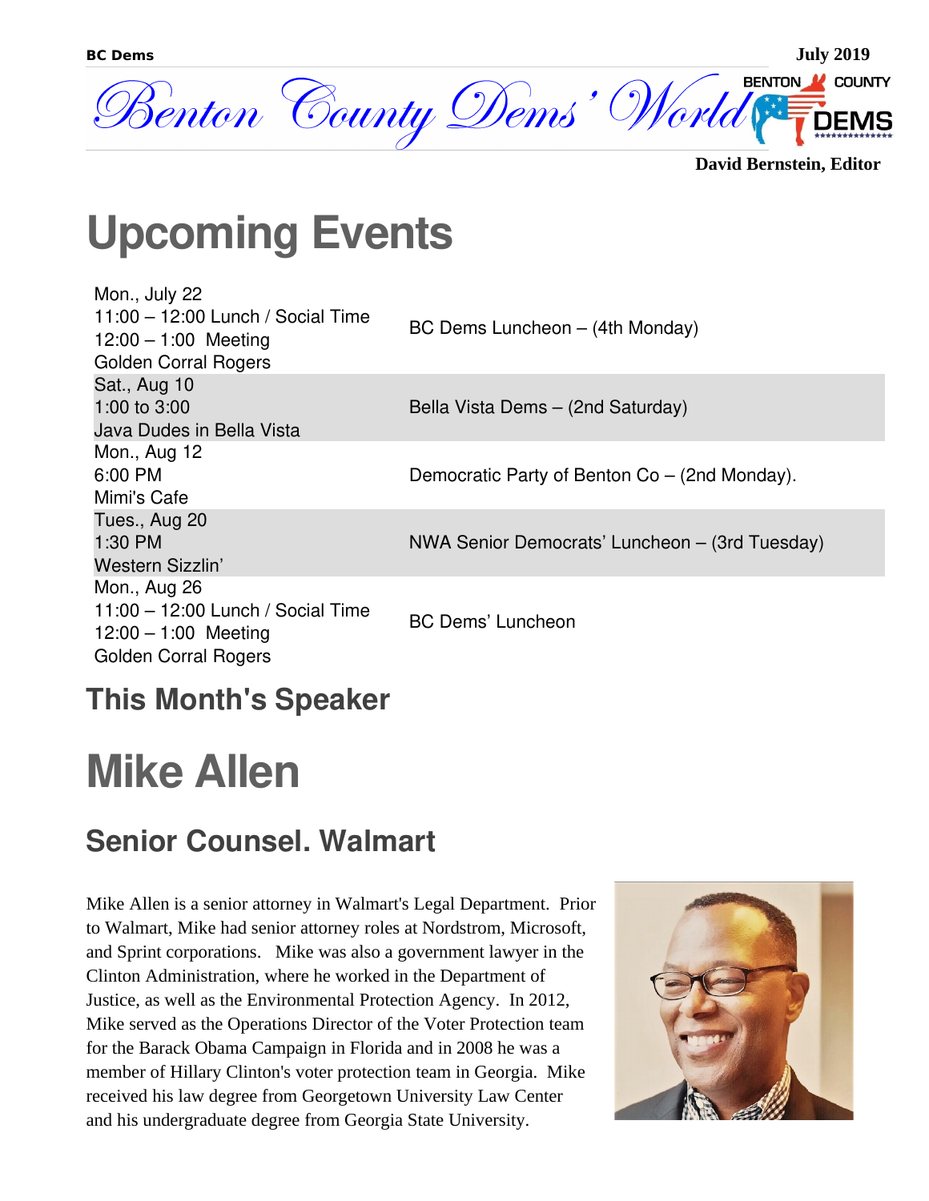# Benton County Dems' World

**David Bernstein, Editor**

# Upcoming Events

| | |
|---|---|
| Mon., July 22<br>11:00 – 12:00 Lunch / Social Time<br>12:00 – 1:00 Meeting<br>Golden Corral Rogers | BC Dems Luncheon – (4th Monday) |
| Sat., Aug 10<br>1:00 to 3:00<br>Java Dudes in Bella Vista | Bella Vista Dems – (2nd Saturday) |
| Mon., Aug 12<br>6:00 PM<br>Mimi's Cafe | Democratic Party of Benton Co – (2nd Monday). |
| Tues., Aug 20<br>1:30 PM<br>Western Sizzlin' | NWA Senior Democrats' Luncheon – (3rd Tuesday) |
| Mon., Aug 26<br>11:00 – 12:00 Lunch / Social Time<br>12:00 – 1:00 Meeting<br>Golden Corral Rogers | BC Dems' Luncheon |

## This Month's Speaker

# Mike Allen

## Senior Counsel. Walmart

Mike Allen is a senior attorney in Walmart's Legal Department. Prior to Walmart, Mike had senior attorney roles at Nordstrom, Microsoft, and Sprint corporations. Mike was also a government lawyer in the Clinton Administration, where he worked in the Department of Justice, as well as the Environmental Protection Agency. In 2012, Mike served as the Operations Director of the Voter Protection team for the Barack Obama Campaign in Florida and in 2008 he was a member of Hillary Clinton's voter protection team in Georgia. Mike received his law degree from Georgetown University Law Center and his undergraduate degree from Georgia State University.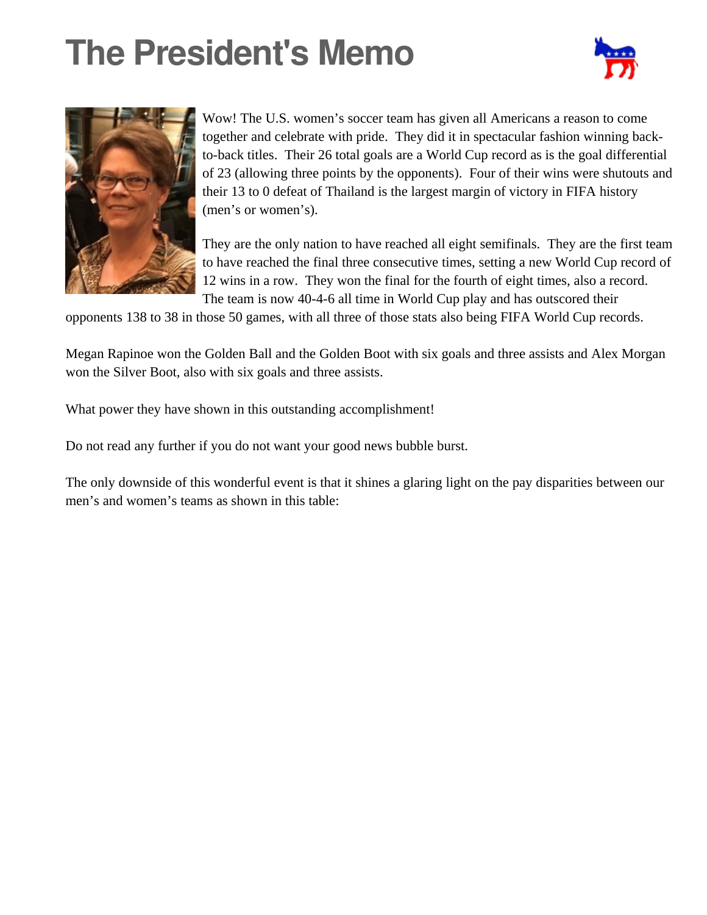# The President's Memo

Wow! The U.S. women's soccer team has given all Americans a reason to come together and celebrate with pride. They did it in spectacular fashion winning back-to-back titles. Their 26 total goals are a World Cup record as is the goal differential of 23 (allowing three points by the opponents). Four of their wins were shutouts and their 13 to 0 defeat of Thailand is the largest margin of victory in FIFA history (men's or women's).

They are the only nation to have reached all eight semifinals. They are the first team to have reached the final three consecutive times, setting a new World Cup record of 12 wins in a row. They won the final for the fourth of eight times, also a record. The team is now 40-4-6 all time in World Cup play and has outscored their opponents 138 to 38 in those 50 games, with all three of those stats also being FIFA World Cup records.

Megan Rapinoe won the Golden Ball and the Golden Boot with six goals and three assists and Alex Morgan won the Silver Boot, also with six goals and three assists.

What power they have shown in this outstanding accomplishment!

Do not read any further if you do not want your good news bubble burst.

The only downside of this wonderful event is that it shines a glaring light on the pay disparities between our men's and women's teams as shown in this table: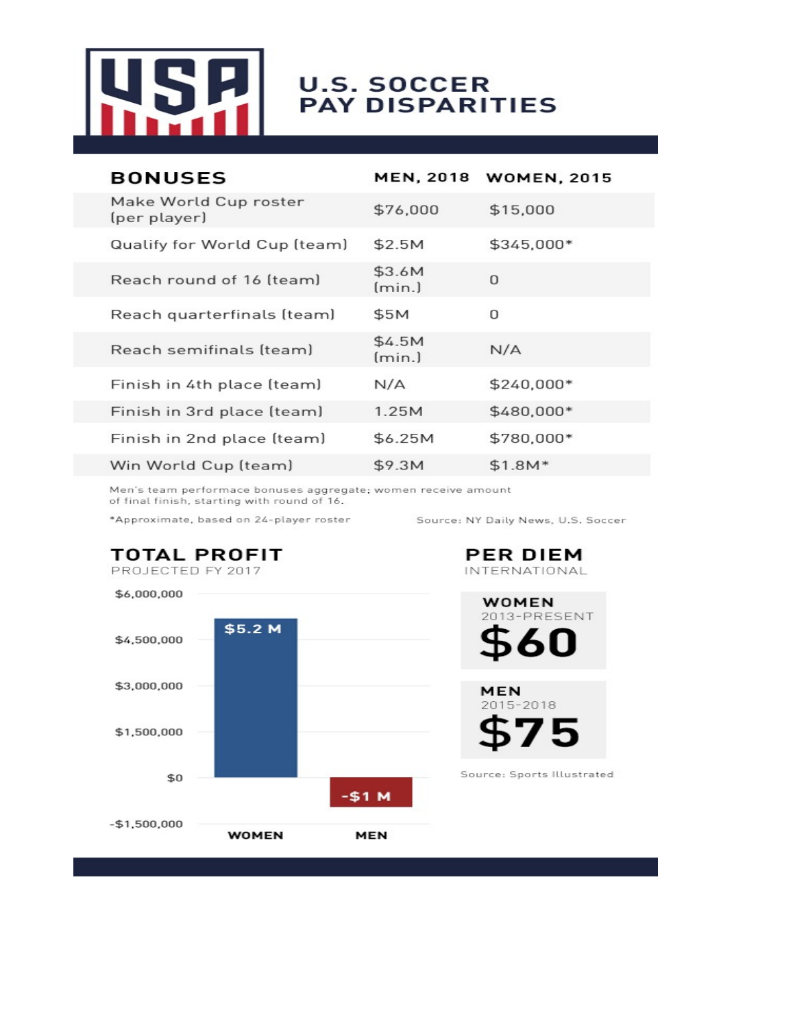# U.S. SOCCER PAY DISPARITIES

| BONUSES | MEN, 2018 | WOMEN, 2015 |
|---|---|---|
| Make World Cup roster (per player) | $76,000 | $15,000 |
| Qualify for World Cup (team) | $2.5M | $345,000* |
| Reach round of 16 (team) | $3.6M (min.) | 0 |
| Reach quarterfinals (team) | $5M | 0 |
| Reach semifinals (team) | $4.5M (min.) | N/A |
| Finish in 4th place (team) | N/A | $240,000* |
| Finish in 3rd place (team) | 1.25M | $480,000* |
| Finish in 2nd place (team) | $6.25M | $780,000* |
| Win World Cup (team) | $9.3M | $1.8M* |

Men's team performace bonuses aggregate; women receive amount of final finish, starting with round of 16.

*Approximate, based on 24-player roster

Source: NY Daily News, U.S. Soccer

## TOTAL PROFIT

PROJECTED FY 2017

| | Total Profit |
|---|---|
| WOMEN | $5.2 M |
| MEN | -$1 M |

## PER DIEM

INTERNATIONAL

**WOMEN**
2013-PRESENT
**$60**

**MEN**
2015-2018
**$75**

Source: Sports Illustrated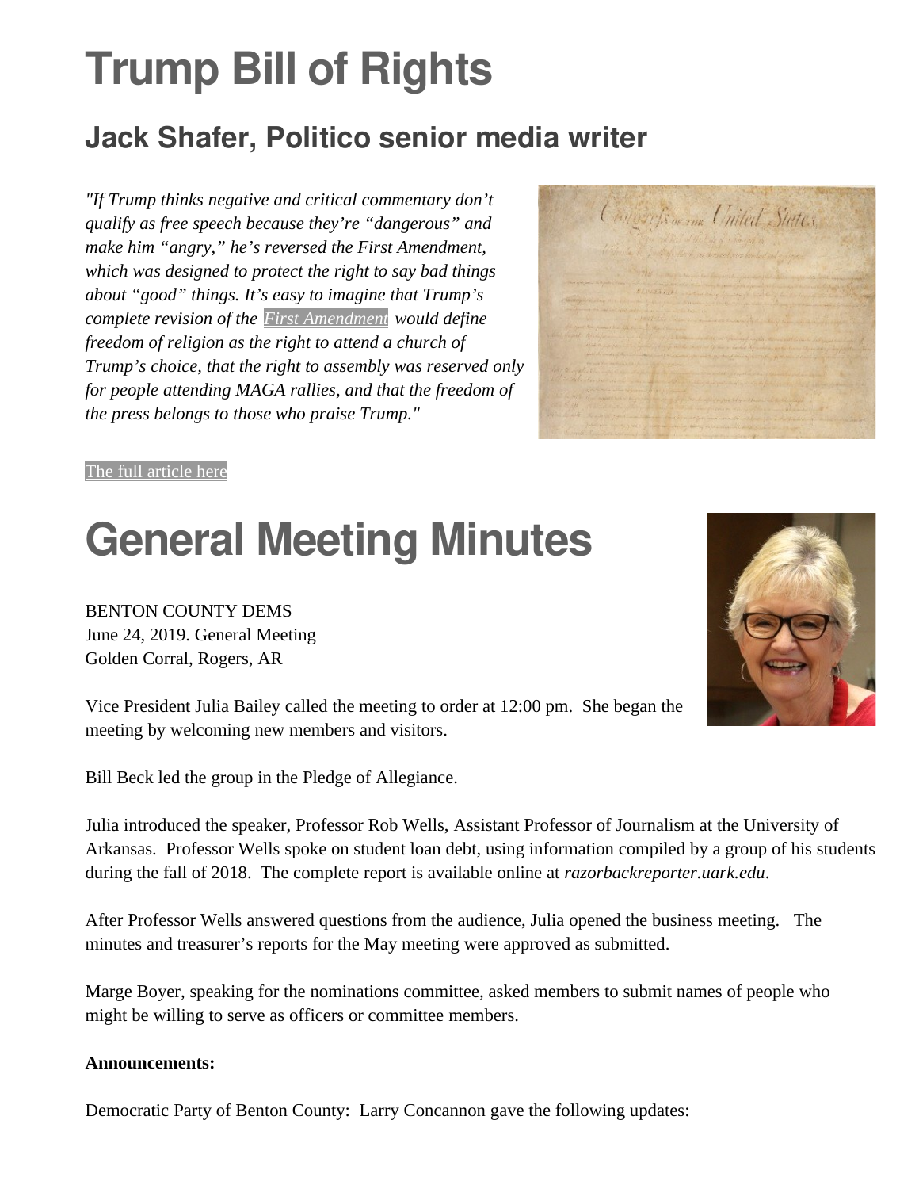# Trump Bill of Rights

## Jack Shafer, Politico senior media writer

*"If Trump thinks negative and critical commentary don't qualify as free speech because they're "dangerous" and make him "angry," he's reversed the First Amendment, which was designed to protect the right to say bad things about "good" things. It's easy to imagine that Trump's complete revision of the First Amendment would define freedom of religion as the right to attend a church of Trump's choice, that the right to assembly was reserved only for people attending MAGA rallies, and that the freedom of the press belongs to those who praise Trump."*

The full article here

# General Meeting Minutes

BENTON COUNTY DEMS
June 24, 2019. General Meeting
Golden Corral, Rogers, AR

Vice President Julia Bailey called the meeting to order at 12:00 pm. She began the meeting by welcoming new members and visitors.

Bill Beck led the group in the Pledge of Allegiance.

Julia introduced the speaker, Professor Rob Wells, Assistant Professor of Journalism at the University of Arkansas. Professor Wells spoke on student loan debt, using information compiled by a group of his students during the fall of 2018. The complete report is available online at *razorbackreporter.uark.edu*.

After Professor Wells answered questions from the audience, Julia opened the business meeting. The minutes and treasurer's reports for the May meeting were approved as submitted.

Marge Boyer, speaking for the nominations committee, asked members to submit names of people who might be willing to serve as officers or committee members.

**Announcements:**

Democratic Party of Benton County: Larry Concannon gave the following updates: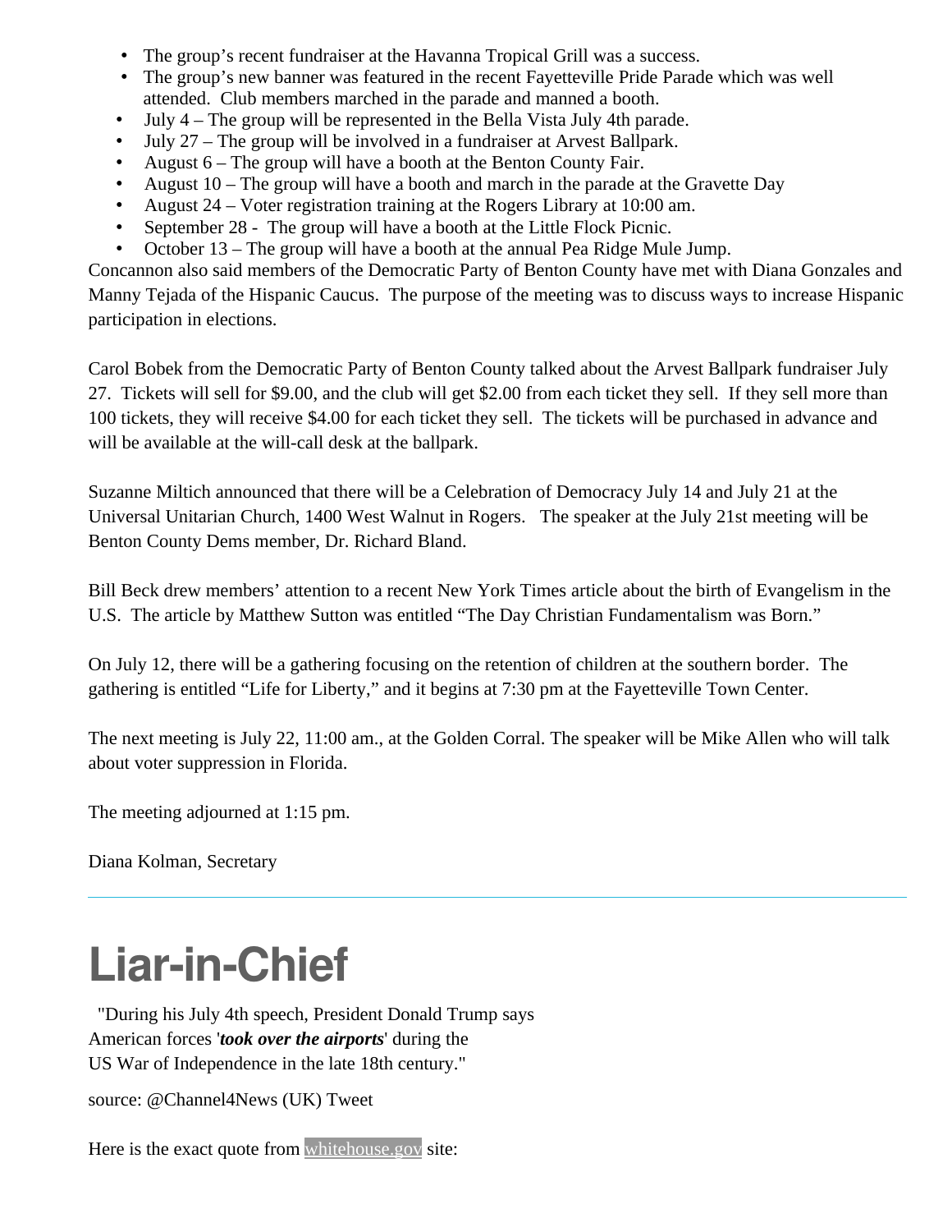- The group's recent fundraiser at the Havanna Tropical Grill was a success.
- The group's new banner was featured in the recent Fayetteville Pride Parade which was well attended. Club members marched in the parade and manned a booth.
- July 4 – The group will be represented in the Bella Vista July 4th parade.
- July 27 – The group will be involved in a fundraiser at Arvest Ballpark.
- August 6 – The group will have a booth at the Benton County Fair.
- August 10 – The group will have a booth and march in the parade at the Gravette Day
- August 24 – Voter registration training at the Rogers Library at 10:00 am.
- September 28 - The group will have a booth at the Little Flock Picnic.
- October 13 – The group will have a booth at the annual Pea Ridge Mule Jump.

Concannon also said members of the Democratic Party of Benton County have met with Diana Gonzales and Manny Tejada of the Hispanic Caucus. The purpose of the meeting was to discuss ways to increase Hispanic participation in elections.

Carol Bobek from the Democratic Party of Benton County talked about the Arvest Ballpark fundraiser July 27. Tickets will sell for $9.00, and the club will get $2.00 from each ticket they sell. If they sell more than 100 tickets, they will receive $4.00 for each ticket they sell. The tickets will be purchased in advance and will be available at the will-call desk at the ballpark.

Suzanne Miltich announced that there will be a Celebration of Democracy July 14 and July 21 at the Universal Unitarian Church, 1400 West Walnut in Rogers. The speaker at the July 21st meeting will be Benton County Dems member, Dr. Richard Bland.

Bill Beck drew members' attention to a recent New York Times article about the birth of Evangelism in the U.S. The article by Matthew Sutton was entitled "The Day Christian Fundamentalism was Born."

On July 12, there will be a gathering focusing on the retention of children at the southern border. The gathering is entitled "Life for Liberty," and it begins at 7:30 pm at the Fayetteville Town Center.

The next meeting is July 22, 11:00 am., at the Golden Corral. The speaker will be Mike Allen who will talk about voter suppression in Florida.

The meeting adjourned at 1:15 pm.

Diana Kolman, Secretary

---

# Liar-in-Chief

"During his July 4th speech, President Donald Trump says American forces '***took over the airports***' during the US War of Independence in the late 18th century."

source: @Channel4News (UK) Tweet

Here is the exact quote from whitehouse.gov site: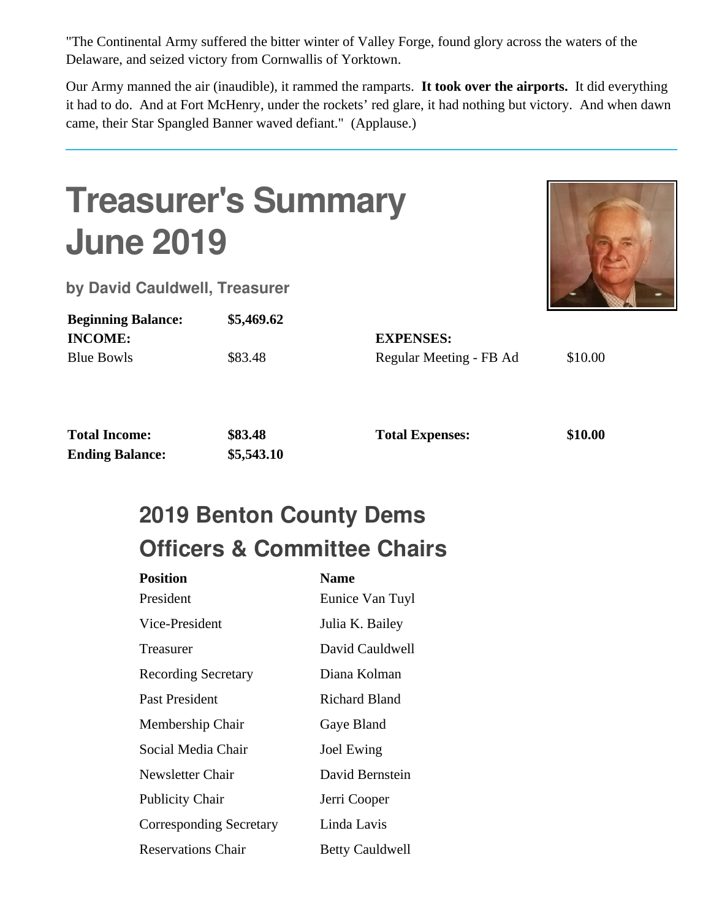"The Continental Army suffered the bitter winter of Valley Forge, found glory across the waters of the Delaware, and seized victory from Cornwallis of Yorktown.

Our Army manned the air (inaudible), it rammed the ramparts. **It took over the airports.** It did everything it had to do. And at Fort McHenry, under the rockets' red glare, it had nothing but victory. And when dawn came, their Star Spangled Banner waved defiant." (Applause.)

---

# Treasurer's Summary June 2019

**by David Cauldwell, Treasurer**

| | | | |
|---|---|---|---|
| **Beginning Balance:** | **$5,469.62** | | |
| **INCOME:** | | **EXPENSES:** | |
| Blue Bowls | $83.48 | Regular Meeting - FB Ad | $10.00 |
| **Total Income:** | **$83.48** | **Total Expenses:** | **$10.00** |
| **Ending Balance:** | **$5,543.10** | | |

## 2019 Benton County Dems Officers & Committee Chairs

| **Position** | **Name** |
|---|---|
| President | Eunice Van Tuyl |
| Vice-President | Julia K. Bailey |
| Treasurer | David Cauldwell |
| Recording Secretary | Diana Kolman |
| Past President | Richard Bland |
| Membership Chair | Gaye Bland |
| Social Media Chair | Joel Ewing |
| Newsletter Chair | David Bernstein |
| Publicity Chair | Jerri Cooper |
| Corresponding Secretary | Linda Lavis |
| Reservations Chair | Betty Cauldwell |